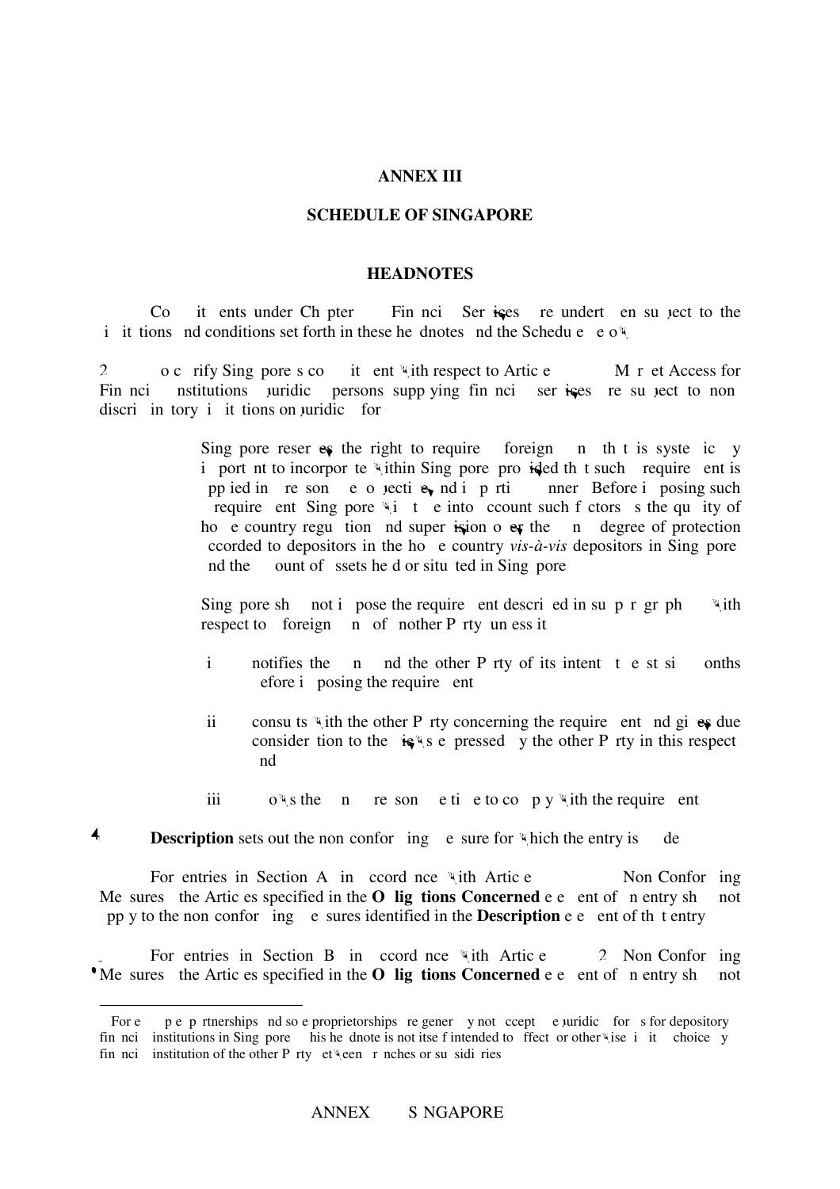# ANNEX III

## SCHEDULE OF SINGAPORE

### HEADNOTES

1. Commitments under Chapter 10 (Financial Services) are undertaken subject to the limitations and conditions set forth in these headnotes and the Schedule below.

2. To clarify Singapore's commitment with respect to Article 10.4 (Market Access for Financial Institutions), juridical persons supplying financial services are subject to non-discriminatory limitations on juridical form.[1]

3. (a) Singapore reserves the right to require a foreign bank that is systemically important to incorporate within Singapore provided that such a requirement is applied in a reasonable, objective, and impartial manner. Before imposing such a requirement, Singapore will take into account such factors as the quality of home country regulation and supervision over the bank, degree of protection accorded to depositors in the home country *vis-à-vis* depositors in Singapore, and the amount of assets held or situated in Singapore.

   (b) Singapore shall not impose the requirement described in subparagraph (a) with respect to a foreign bank of another Party unless it:

   (i) notifies the bank and the other Party of its intent at least six months before imposing the requirement;

   (ii) consults with the other Party concerning the requirement and gives due consideration to the views expressed by the other Party in this respect; and

   (iii) allows the bank reasonable time to comply with the requirement.

4. **Description** sets out the non-conforming measure for which the entry is made.

5. For entries in Section A, in accordance with Article 10.9 (Non-Conforming Measures), the Articles specified in the **Obligations Concerned** element of an entry shall not apply to the non-conforming measures identified in the **Description** element of that entry.

6. For entries in Section B, in accordance with Article 10.9.2 (Non-Conforming Measures), the Articles specified in the **Obligations Concerned** element of an entry shall not

---

[1] For example, partnerships and sole proprietorships are generally not acceptable juridical forms for depository financial institutions in Singapore. This headnote is not itself intended to affect, or otherwise limit, a choice by a financial institution of the other Party between branches or subsidiaries.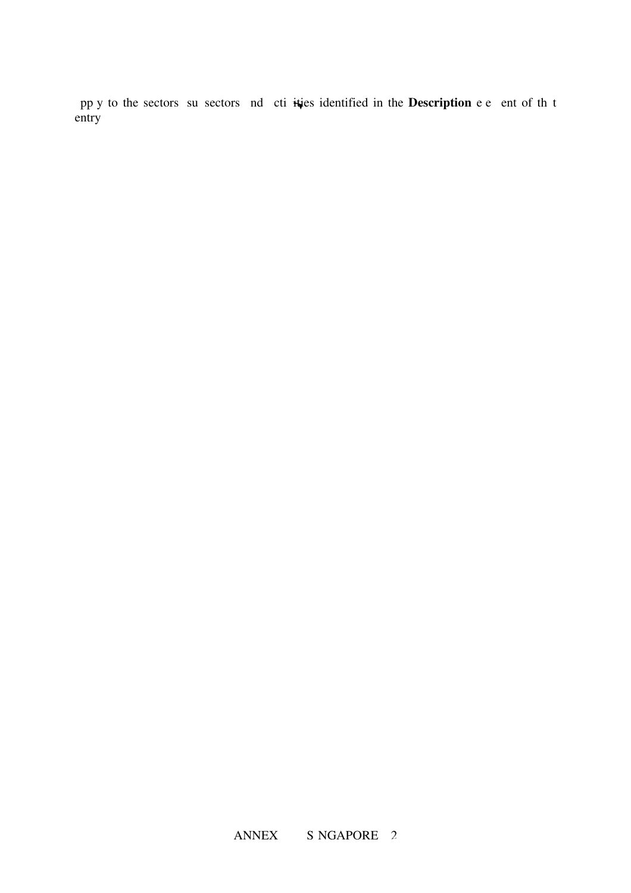pp y to the sectors su sectors nd cti ities identified in the **Description** e e ent of th t entry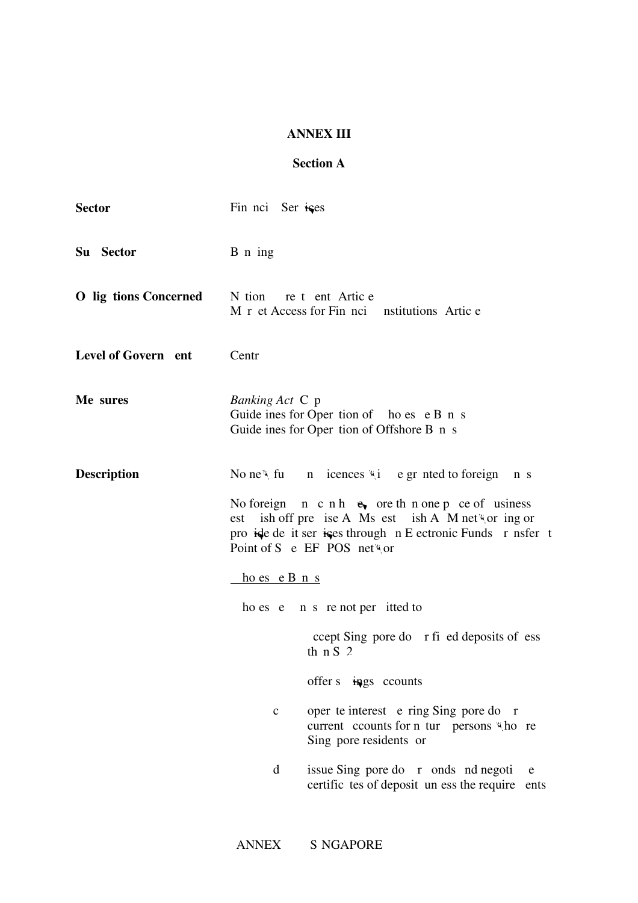# ANNEX III

## Section A

**Sector** Fin nci Services

**Su Sector** B n ing

**O lig tions Concerned** N tion re t ent Artic e
M r et Access for Fin nci nstitutions Artic e

**Level of Govern ent** Centr

**Me sures** *Banking Act* C p
Guide ines for Oper tion of ho es e B n s
Guide ines for Oper tion of Offshore B n s

**Description** No new fu n icences wi e gr nted to foreign n s

No foreign n c n h ve ore th n one p ce of usiness est ish off pre ise A Ms est ish A M networ ing or provide de it services through n E ectronic Funds r nsfer t Point of S e EF POS networ

<u>ho es e B n s</u>

ho es e n s re not per itted to

ccept Sing pore do r fi ed deposits of ess th n S 2

offer s vings ccounts

c oper te interest e ring Sing pore do r current ccounts for n tur persons who re Sing pore residents or

d issue Sing pore do r onds nd negoti e certific tes of deposit un ess the require ents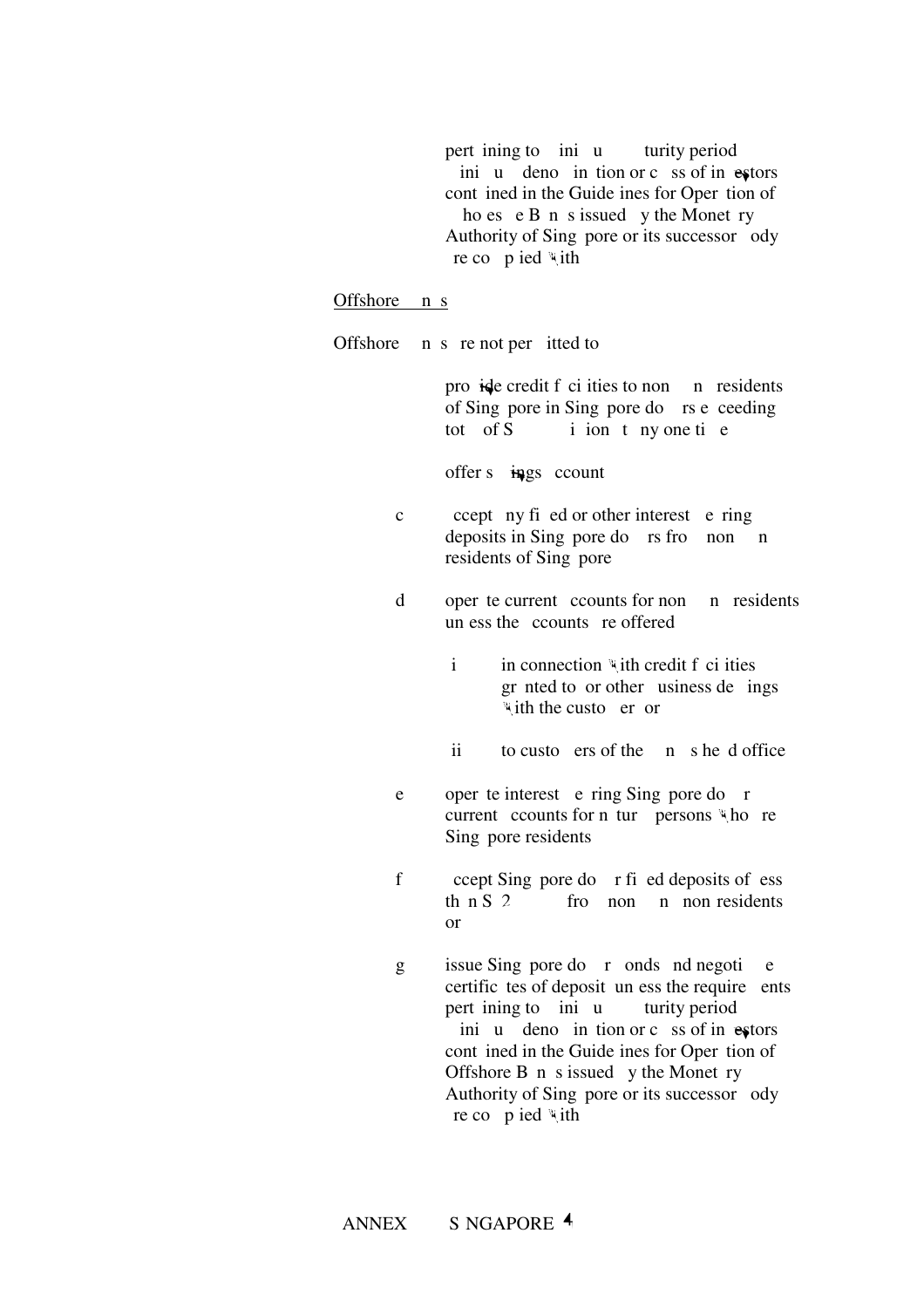pert ining to ini u turity period ini u deno in tion or c ss of investors cont ined in the Guide ines for Oper tion of ho es e B n s issued y the Monet ry Authority of Sing pore or its successor ody re co p ied with

<u>Offshore n s</u>

Offshore n s re not per itted to

provide credit f ci ities to non n residents of Sing pore in Sing pore do rs e ceeding tot of S i ion t ny one ti e

offer s vings ccount

c ccept ny fi ed or other interest e ring deposits in Sing pore do rs fro non n residents of Sing pore

d oper te current ccounts for non n residents un ess the ccounts re offered

i in connection with credit f ci ities gr nted to or other usiness de ings with the custo er or

ii to custo ers of the n s he d office

e oper te interest e ring Sing pore do r current ccounts for n tur persons who re Sing pore residents

f ccept Sing pore do r fi ed deposits of ess th n S 2 fro non n non residents or

g issue Sing pore do r onds nd negoti e certific tes of deposit un ess the require ents pert ining to ini u turity period ini u deno in tion or c ss of investors cont ined in the Guide ines for Oper tion of Offshore B n s issued y the Monet ry Authority of Sing pore or its successor ody re co p ied with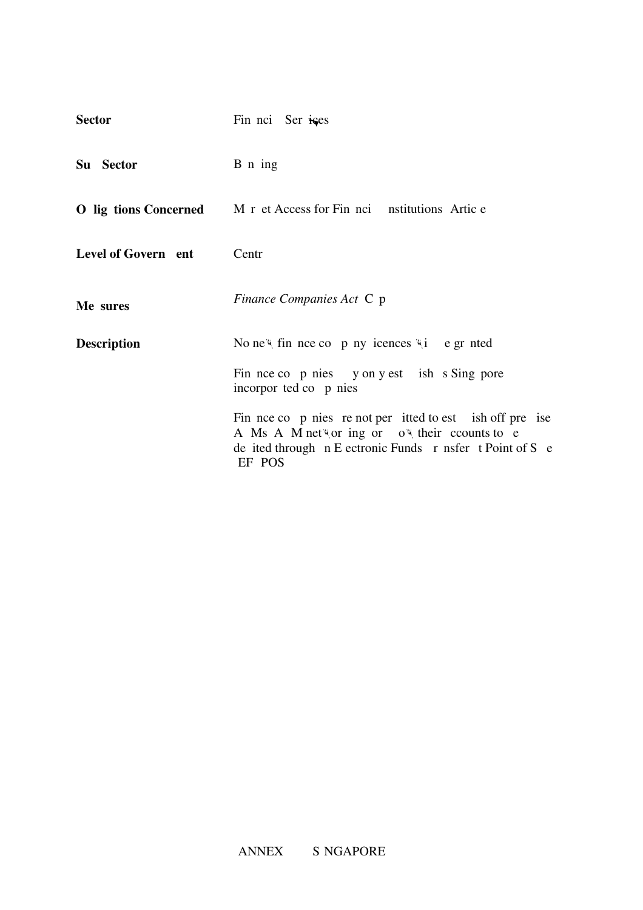| | |
|---|---|
| **Sector** | Fin nci Ser ices |
| **Su Sector** | B n ing |
| **O lig tions Concerned** | M r et Access for Fin nci nstitutions Artic e |
| **Level of Govern ent** | Centr |
| **Me sures** | *Finance Companies Act* C p |
| **Description** | No new fin nce co p ny icences wi e gr nted<br><br>Fin nce co p nies y on y est ish s Sing pore incorpor ted co p nies<br><br>Fin nce co p nies re not per itted to est ish off pre ise A Ms A M networ ing or ow their ccounts to e de ited through n E ectronic Funds r nsfer t Point of S e EF POS |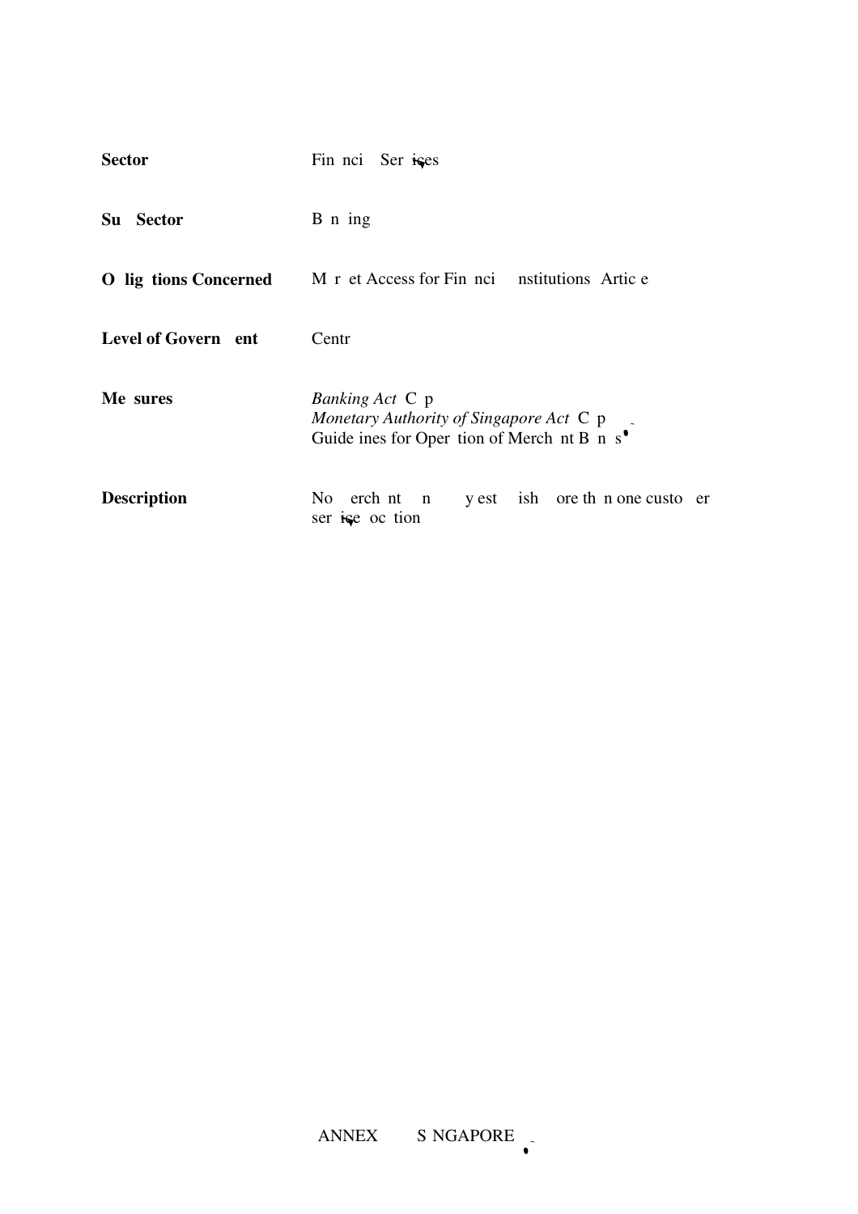| | |
|---|---|
| **Sector** | Fin nci Ser ices |
| **Su Sector** | B n ing |
| **O lig tions Concerned** | M r et Access for Fin nci nstitutions Artic e |
| **Level of Govern ent** | Centr |
| **Me sures** | *Banking Act* C p<br>*Monetary Authority of Singapore Act* C p<br>Guide ines for Oper tion of Merch nt B n s |
| **Description** | No erch nt n y est ish ore th n one custo er ser ice oc tion |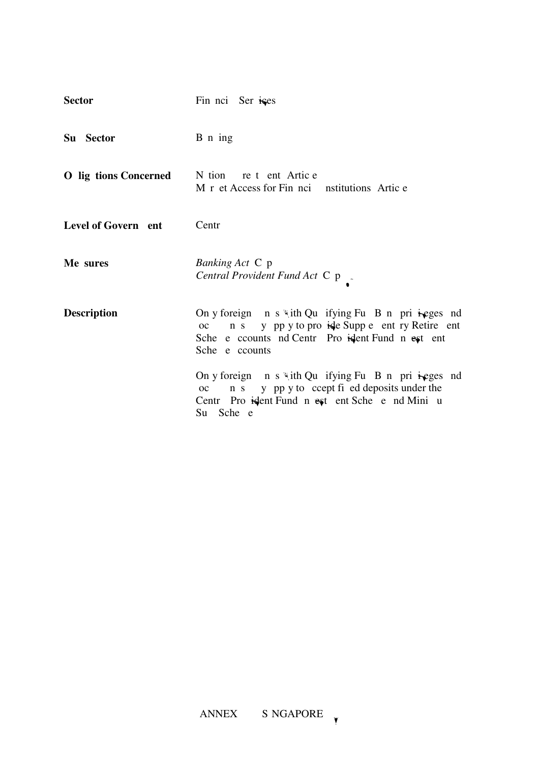**Sector** Fin nci Ser ices

**Su Sector** B n ing

**O lig tions Concerned** N tion re t ent Artic e
M r et Access for Fin nci nstitutions Artic e

**Level of Govern ent** Centr

**Me sures** *Banking Act* C p
*Central Provident Fund Act* C p

**Description** On y foreign n s ith Qu ifying Fu B n pri eges nd oc n s y pp y to pro ide Supp e ent ry Retire ent Sche e ccounts nd Centr Pro ident Fund n est ent Sche e ccounts

On y foreign n s ith Qu ifying Fu B n pri eges nd oc n s y pp y to ccept fi ed deposits under the Centr Pro ident Fund n est ent Sche e nd Mini u Su Sche e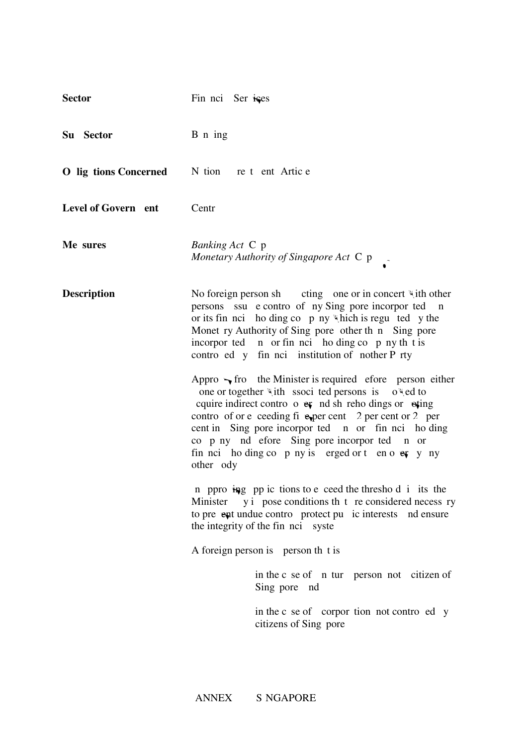**Sector** Fin nci Ser ices

**Su Sector** B n ing

**O lig tions Concerned** N tion re t ent Artic e

**Level of Govern ent** Centr

**Me sures**
*Banking Act* C p
*Monetary Authority of Singapore Act* C p

**Description**

No foreign person sh cting one or in concert ith other persons ssu e contro of ny Sing pore incorpor ted n or its fin nci ho ding co p ny hich is regu ted y the Monet ry Authority of Sing pore other th n Sing pore incorpor ted n or fin nci ho ding co p ny th t is contro ed y fin nci institution of nother P rty

Appro fro the Minister is required efore person either one or together ith ssoci ted persons is o ed to cquire indirect contro o er nd sh reho dings or oting contro of or e ceeding fi e per cent 2 per cent or 2 per cent in Sing pore incorpor ted n or fin nci ho ding co p ny nd efore Sing pore incorpor ted n or fin nci ho ding co p ny is erged or t en o er y ny other ody

n ppro ing pp ic tions to e ceed the thresho d i its the Minister y i pose conditions th t re considered necess ry to pre ent undue contro protect pu ic interests nd ensure the integrity of the fin nci syste

A foreign person is person th t is

in the c se of n tur person not citizen of Sing pore nd

in the c se of corpor tion not contro ed y citizens of Sing pore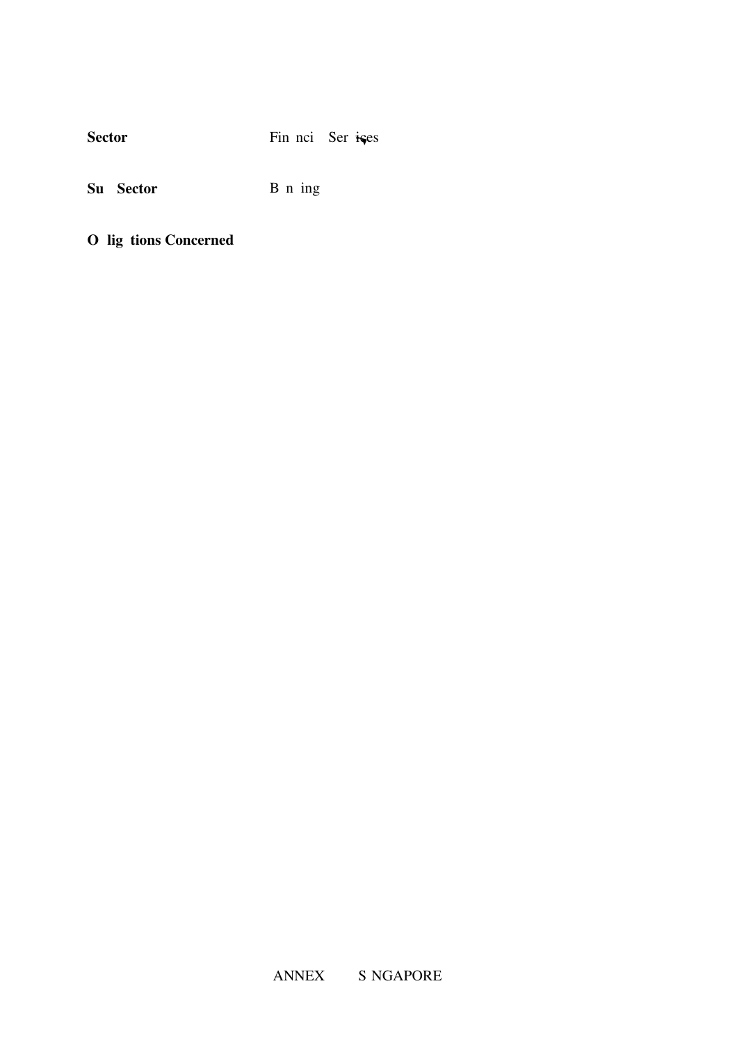**Sector** Fin nci Ser ices

**Su Sector** B n ing

**O lig tions Concerned**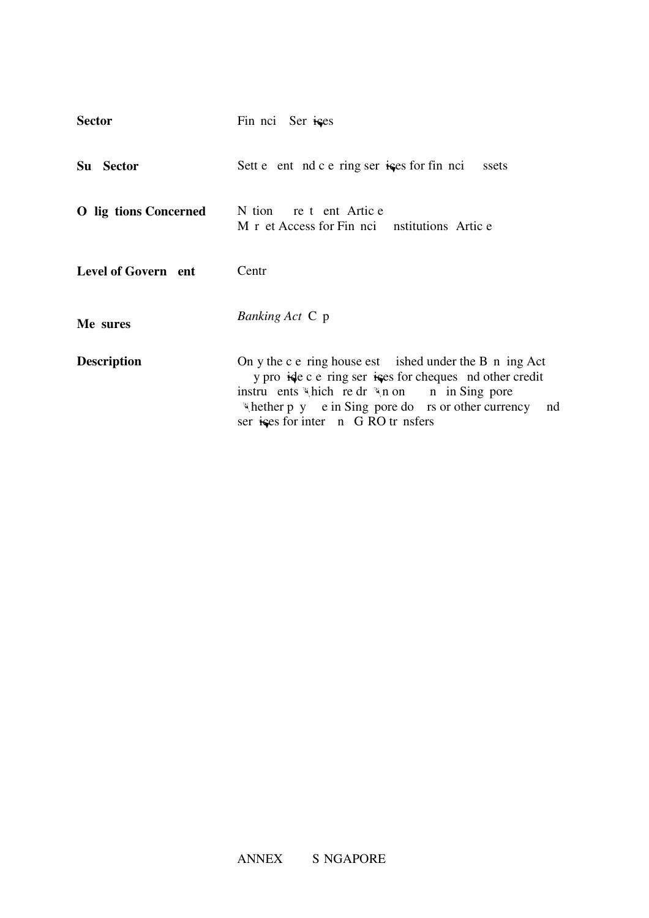| | |
|---|---|
| **Sector** | Fin nci Ser ices |
| **Su Sector** | Sett e ent nd c e ring ser ices for fin nci ssets |
| **O lig tions Concerned** | N tion re t ent Artic e<br>M r et Access for Fin nci nstitutions Artic e |
| **Level of Govern ent** | Centr |
| **Me sures** | *Banking Act* C p |
| **Description** | On y the c e ring house est ished under the B n ing Act y pro ide c e ring ser ices for cheques nd other credit instru ents hich re dr n on n in Sing pore hether p y e in Sing pore do rs or other currency nd ser ices for inter n G RO tr nsfers |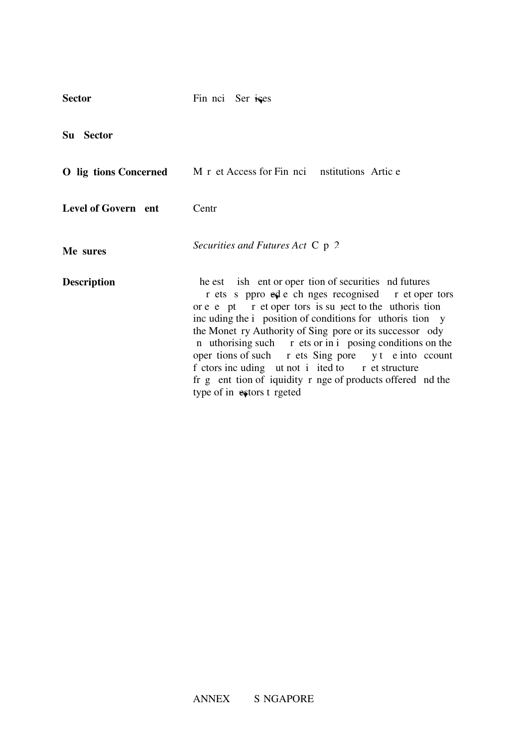**Sector** Financial Services

**Sub-Sector**

**Obligations Concerned** Market Access for Financial Institutions Article

**Level of Government** Central

**Measures** *Securities and Futures Act* Cap 2

**Description** The establishment or operation of securities and futures markets as approved exchanges recognised market operators or exempt market operators is subject to the authorisation including the imposition of conditions for authorisation by the Monetary Authority of Singapore or its successor body In authorising such markets or in imposing conditions on the operations of such markets Singapore may take into account factors including but not limited to market structure fragmentation of liquidity range of products offered and the type of investors targeted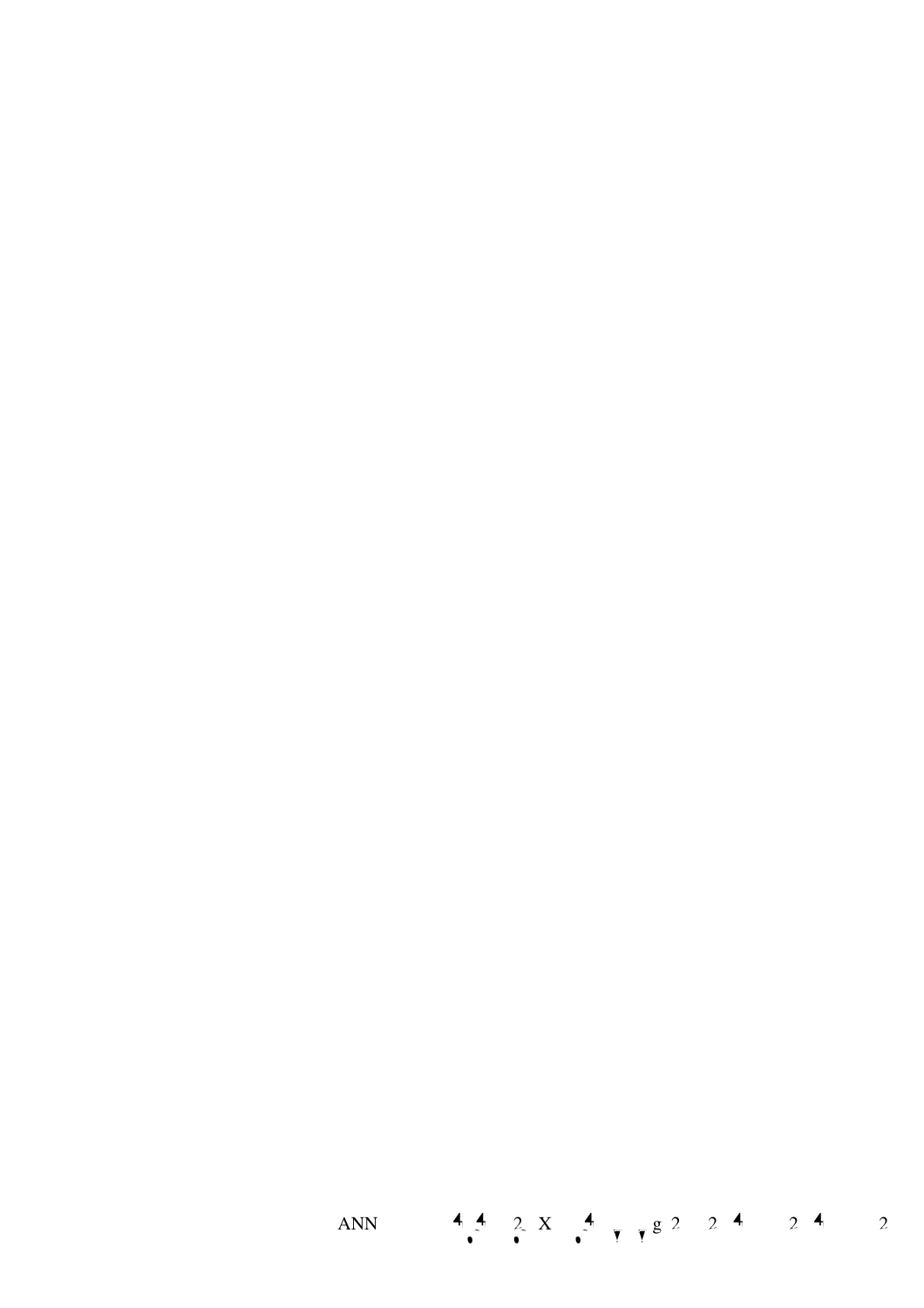ANN 4 4 2 X 4 g 2 2 4 2 4 2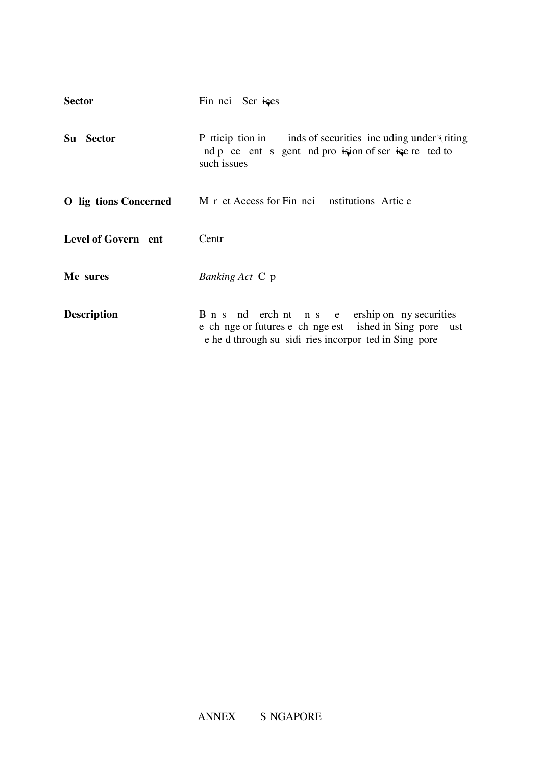| | |
|---|---|
| **Sector** | Fin nci Ser ices |
| **Su Sector** | P rticip tion in inds of securities inc uding under riting nd p ce ent s gent nd pro ision of ser ice re ted to such issues |
| **O lig tions Concerned** | M r et Access for Fin nci nstitutions Artic e |
| **Level of Govern ent** | Centr |
| **Me sures** | *Banking Act* C p |
| **Description** | B n s nd erch nt n s e ership on ny securities e ch nge or futures e ch nge est ished in Sing pore ust e he d through su sidi ries incorpor ted in Sing pore |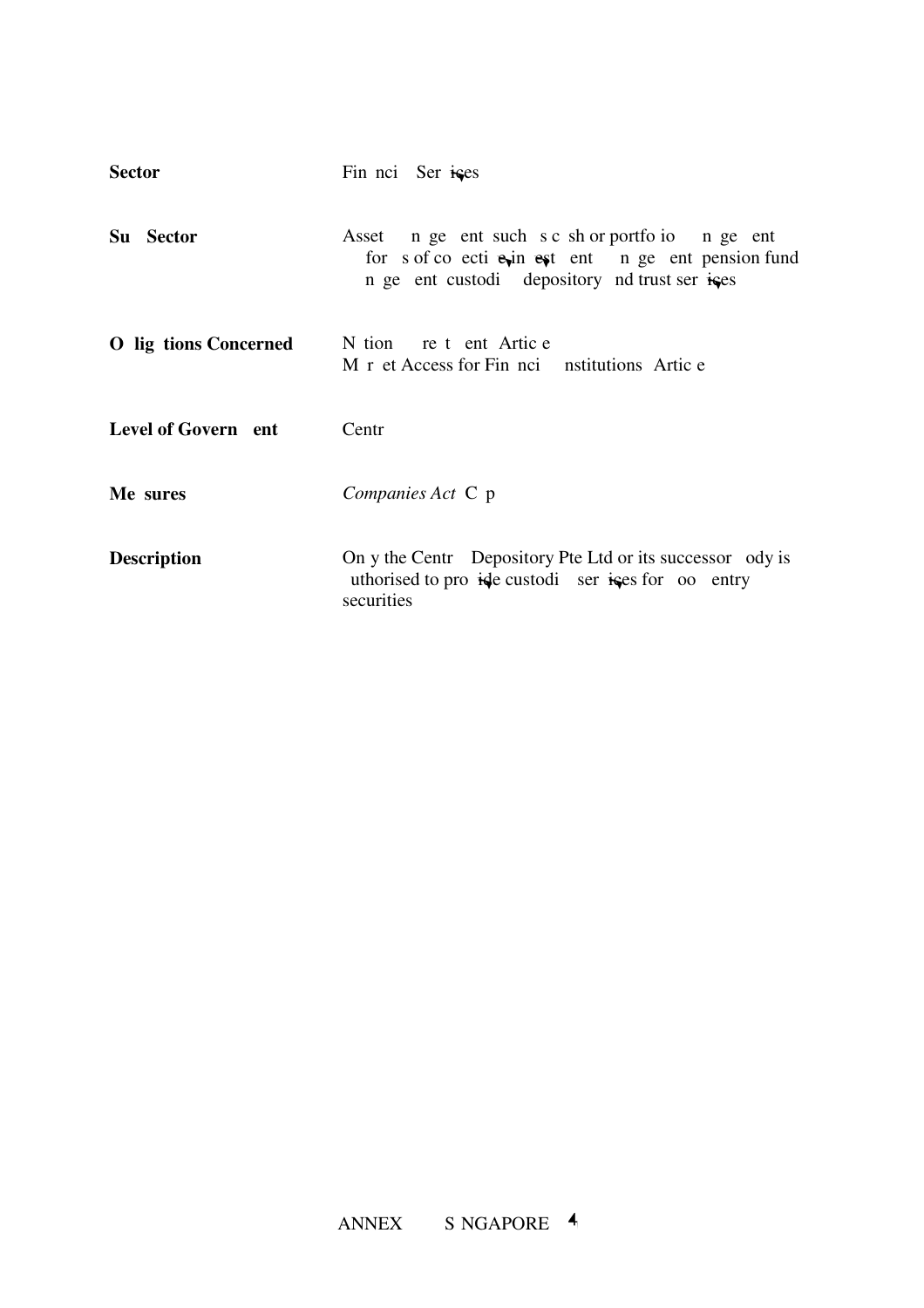| | |
|---|---|
| **Sector** | Fin nci Ser ices |
| **Su Sector** | Asset n ge ent such s c sh or portfo io n ge ent for s of co ecti e in est ent n ge ent pension fund n ge ent custodi depository nd trust ser ices |
| **O lig tions Concerned** | N tion re t ent Artic e<br>M r et Access for Fin nci nstitutions Artic e |
| **Level of Govern ent** | Centr |
| **Me sures** | *Companies Act* C p |
| **Description** | On y the Centr Depository Pte Ltd or its successor ody is uthorised to pro ide custodi ser ices for oo entry securities |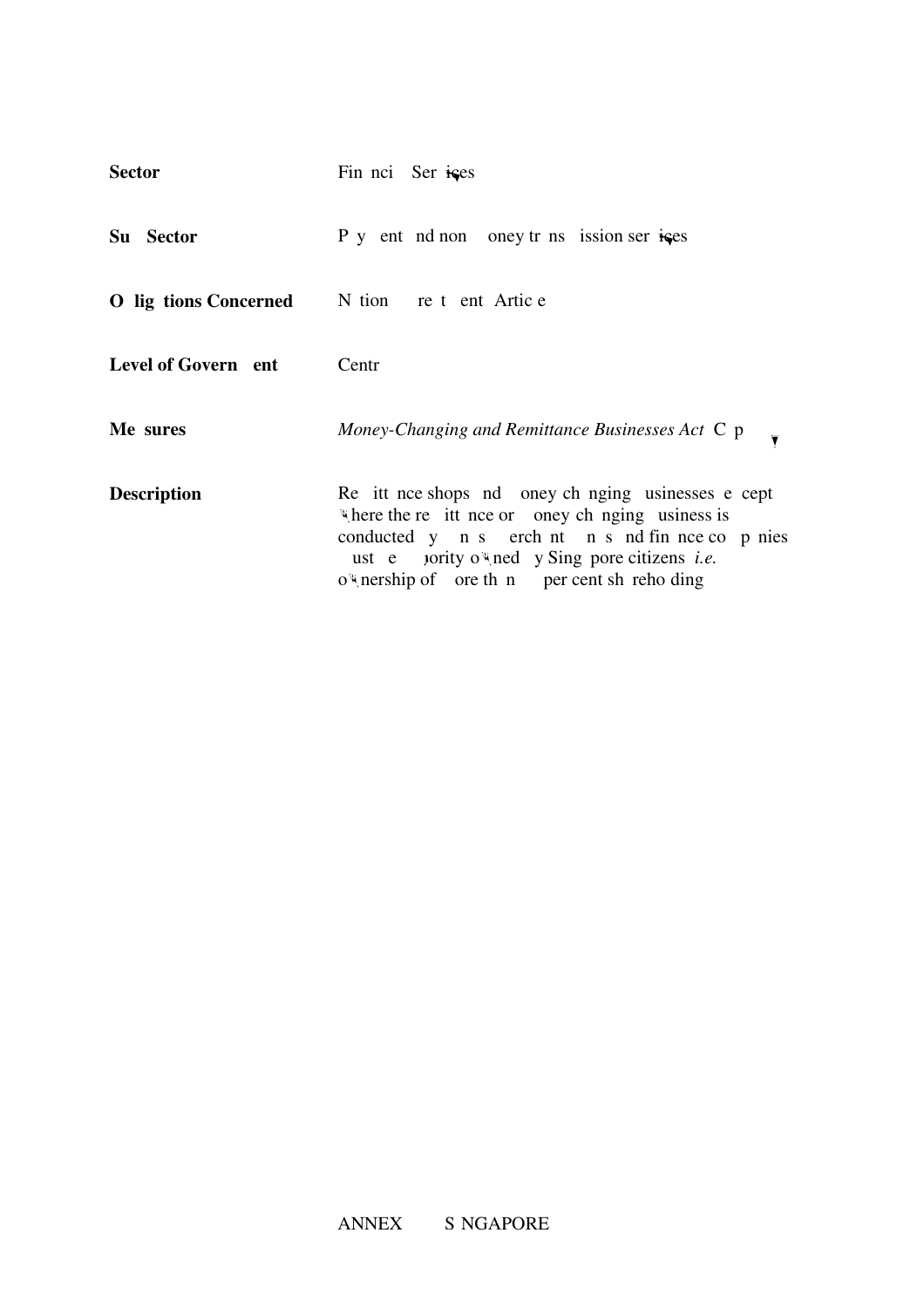| | |
|---|---|
| **Sector** | Financial Services |
| **Sub-Sector** | Payment and non-money transmission services |
| **Obligations Concerned** | National Treatment Article |
| **Level of Government** | Central |
| **Measures** | *Money-Changing and Remittance Businesses Act* Cap |
| **Description** | Remittance shops and money changing businesses except where the remittance or money changing business is conducted by banks, merchant banks and finance companies must be majority owned by Singapore citizens *i.e.* ownership of more than per cent shareholding |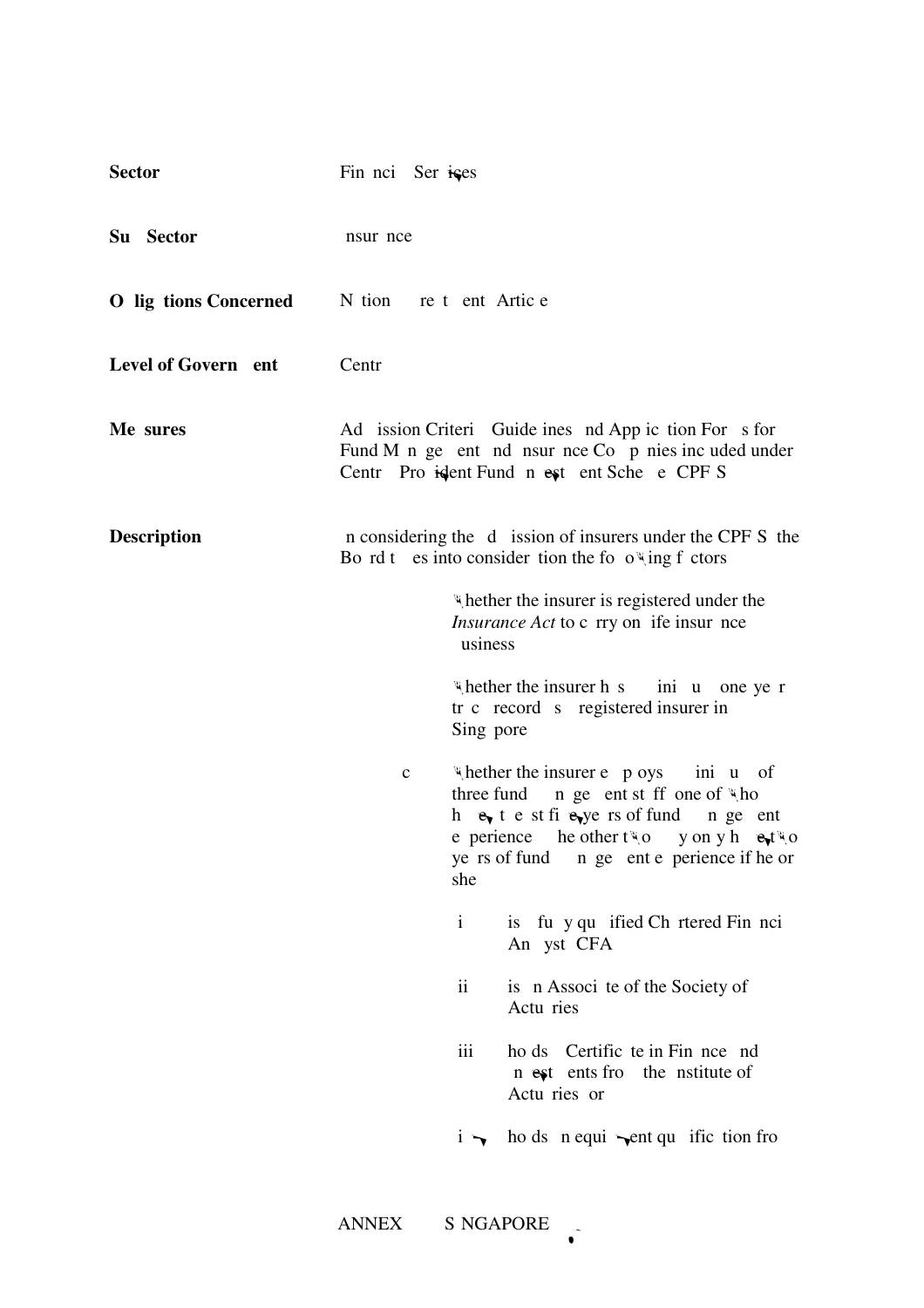**Sector** Financial Services

**Sub-Sector** Insurance

**Obligations Concerned** National Treatment Article

**Level of Government** Central

**Measures** Admission Criteria, Guidelines and Application Forms for Fund Management and Insurance Companies included under Central Provident Fund Investment Scheme (CPFIS)

**Description** In considering the admission of insurers under the CPFIS, the Board takes into consideration the following factors:

(a) whether the insurer is registered under the *Insurance Act* to carry on life insurance business;

(b) whether the insurer has a minimum one year track record as a registered insurer in Singapore;

(c) whether the insurer employs a minimum of three fund management staff, one of who has at least five years of fund management experience. The other two may only have two years of fund management experience if he or she:

(i) is a fully qualified Chartered Financial Analyst (CFA);

(ii) is an Associate of the Society of Actuaries;

(iii) holds a Certificate in Finance and Investments from the Institute of Actuaries; or

(iv) holds an equivalent qualification from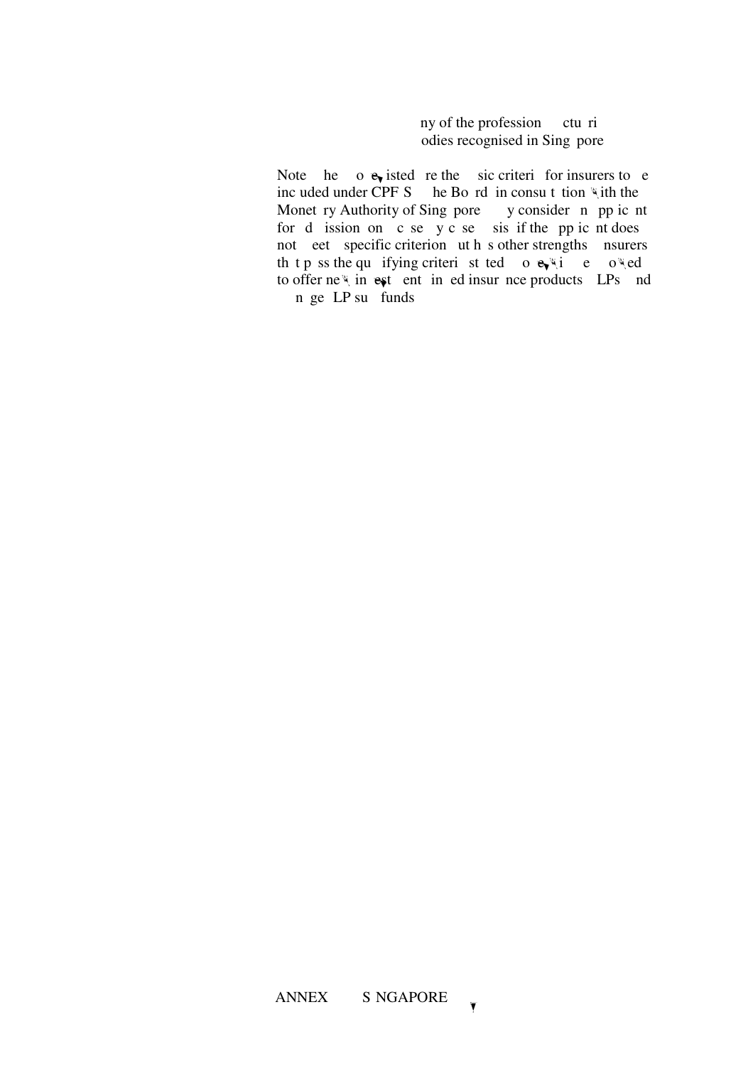any of the professional actuarial bodies recognised in Singapore

Note: The above listed are the basic criteria for insurers to be included under CPF IS. The Board, in consultation with the Monetary Authority of Singapore, may consider an applicant for admission on a case-by-case basis if the applicant does not meet a specific criterion but has other strengths. Insurers that pass the qualifying criteria stated above will be allowed to offer new investment-linked insurance products (ILPs) and manage ILP sub-funds.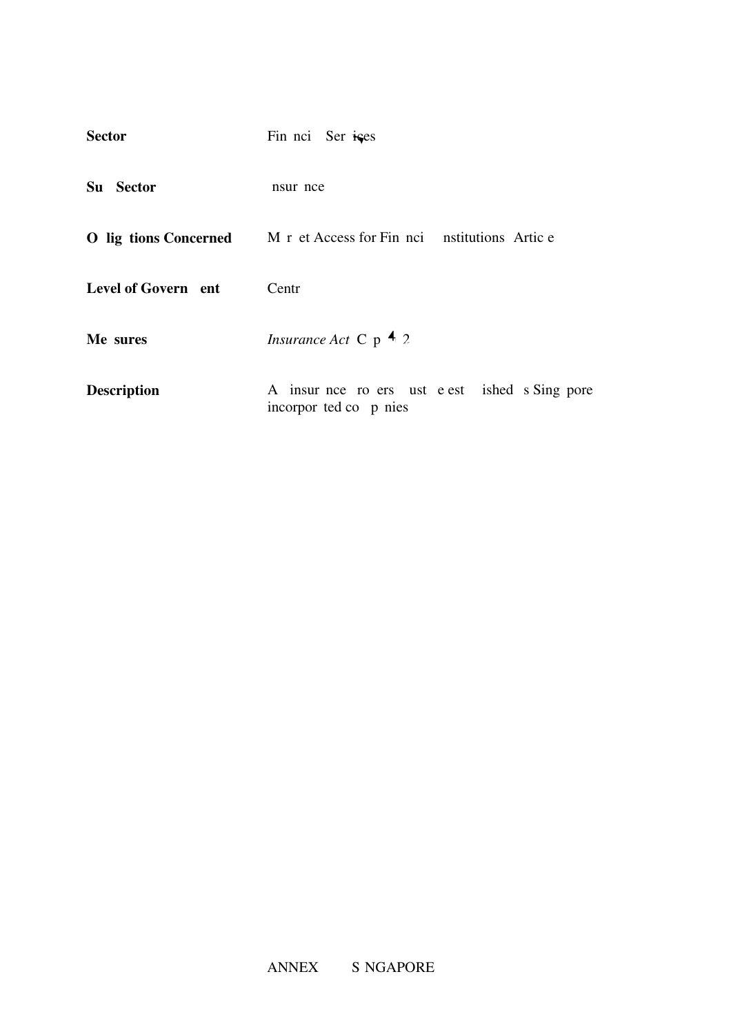| | |
|---|---|
| **Sector** | Financial Services |
| **Sub-Sector** | Insurance |
| **Obligations Concerned** | Market Access for Financial Institutions (Article) |
| **Level of Government** | Central |
| **Measures** | *Insurance Act* (Cap. 142) |
| **Description** | All insurance brokers must be established as Singapore-incorporated companies. |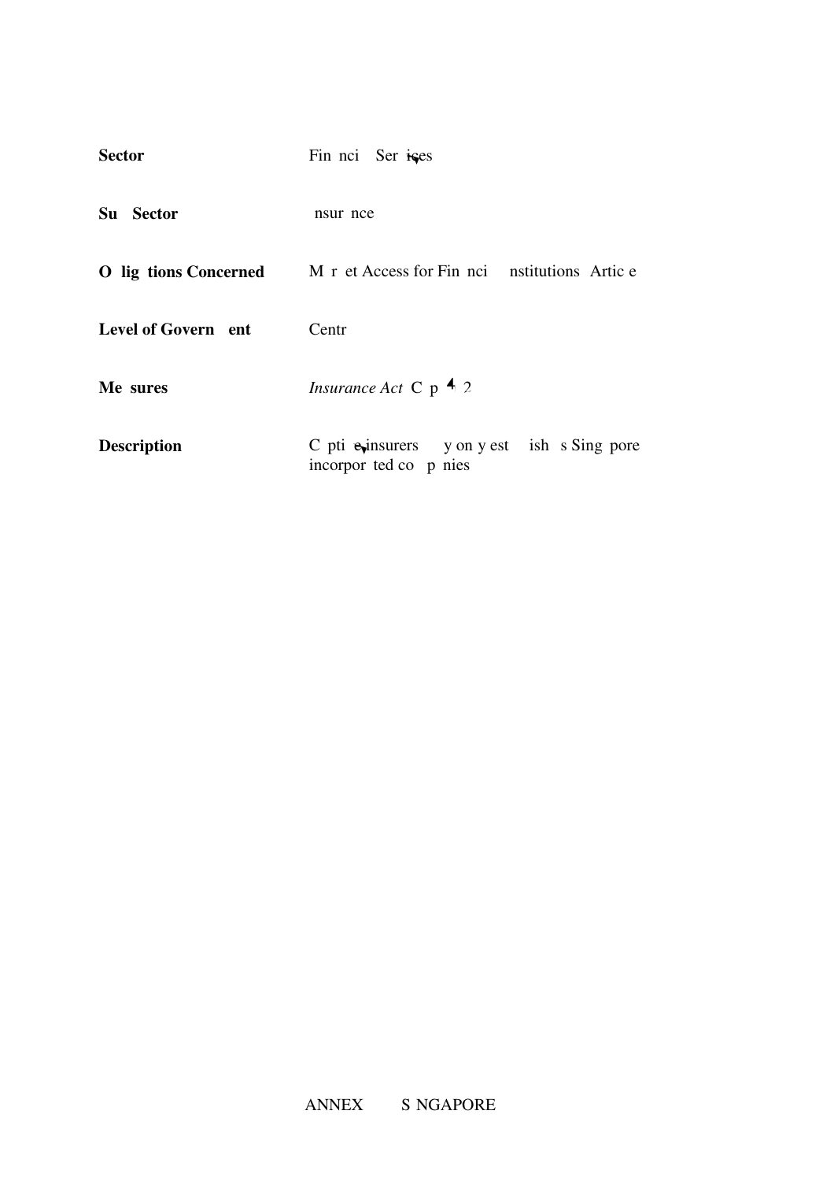| | |
|---|---|
| **Sector** | Fin nci Ser ices |
| **Su Sector** | nsur nce |
| **O lig tions Concerned** | M r et Access for Fin nci nstitutions Artic e |
| **Level of Govern ent** | Centr |
| **Me sures** | *Insurance Act* C p 4 2 |
| **Description** | C pti e insurers y on y est ish s Sing pore incorpor ted co p nies |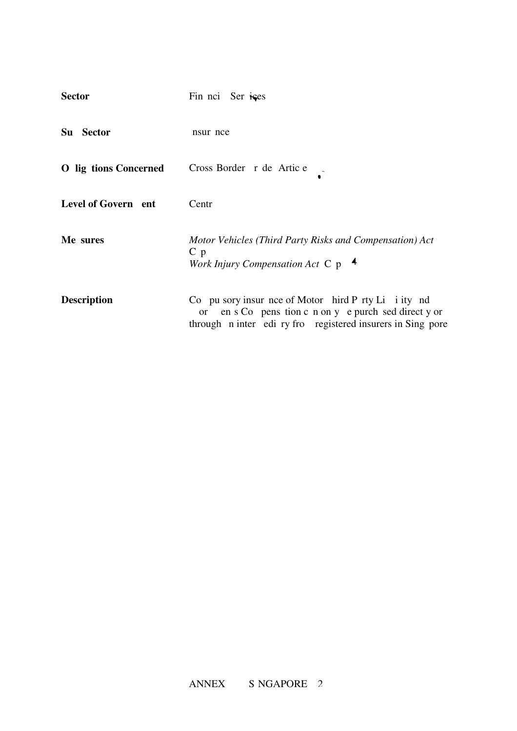**Sector** Fin nci Ser ices

**Su Sector** nsur nce

**O lig tions Concerned** Cross Border r de Artic e

**Level of Govern ent** Centr

**Me sures** *Motor Vehicles (Third Party Risks and Compensation) Act* C p
*Work Injury Compensation Act* C p 4

**Description** Co pu sory insur nce of Motor hird P rty Li i ity nd or en s Co pens tion c n on y e purch sed direct y or through n inter edi ry fro registered insurers in Sing pore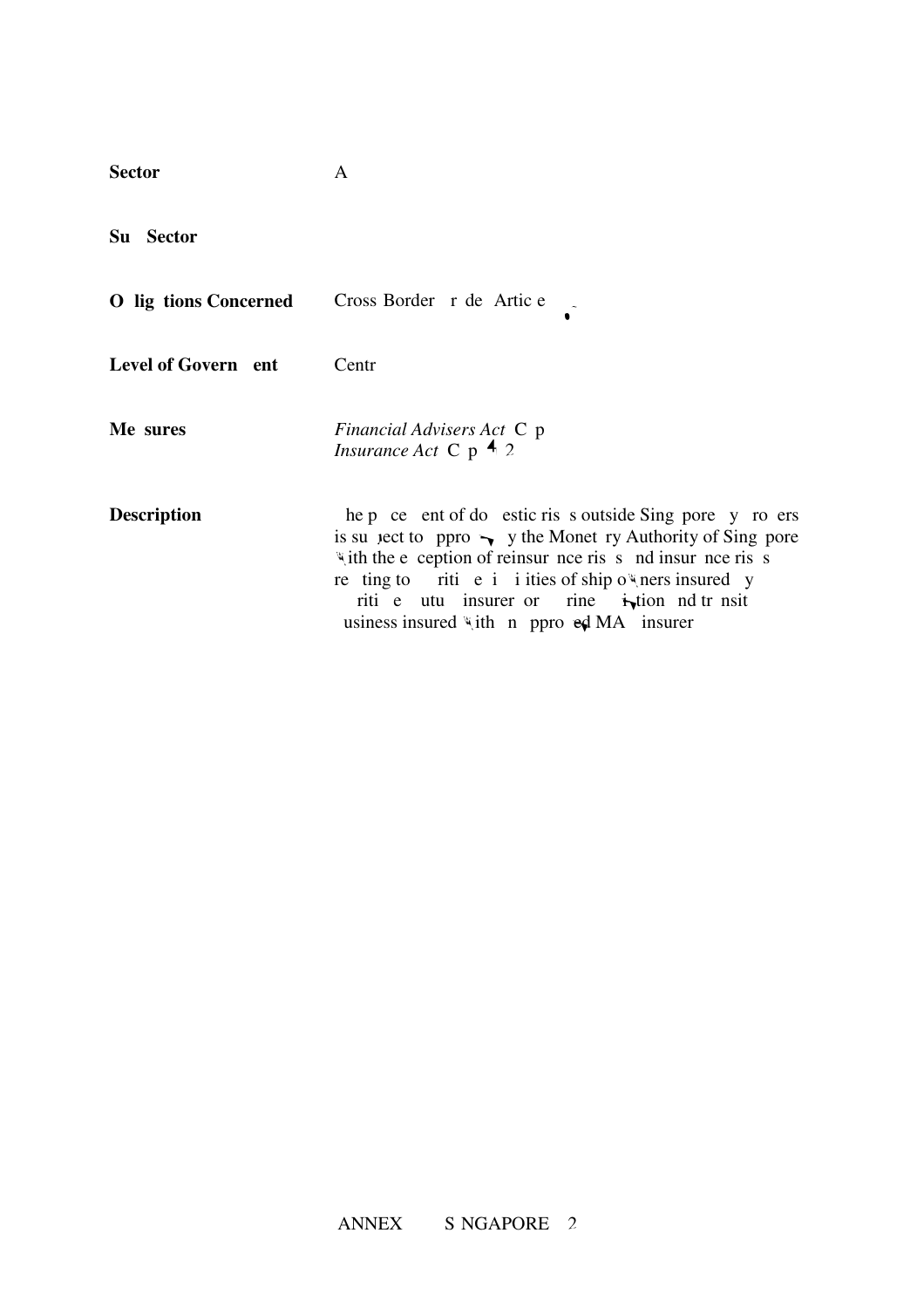**Sector** A

**Sub Sector**

**Obligations Concerned** Cross Border Trade Article

**Level of Government** Central

**Measures** *Financial Advisers Act* Cap

*Insurance Act* Cap 142

**Description** The placement of domestic risks outside Singapore by brokers is subject to approval by the Monetary Authority of Singapore with the exception of reinsurance risks and insurance risks relating to maritime liabilities of ship owners insured by maritime mutual insurers or marine aviation and transit business insured with an approved MAT insurer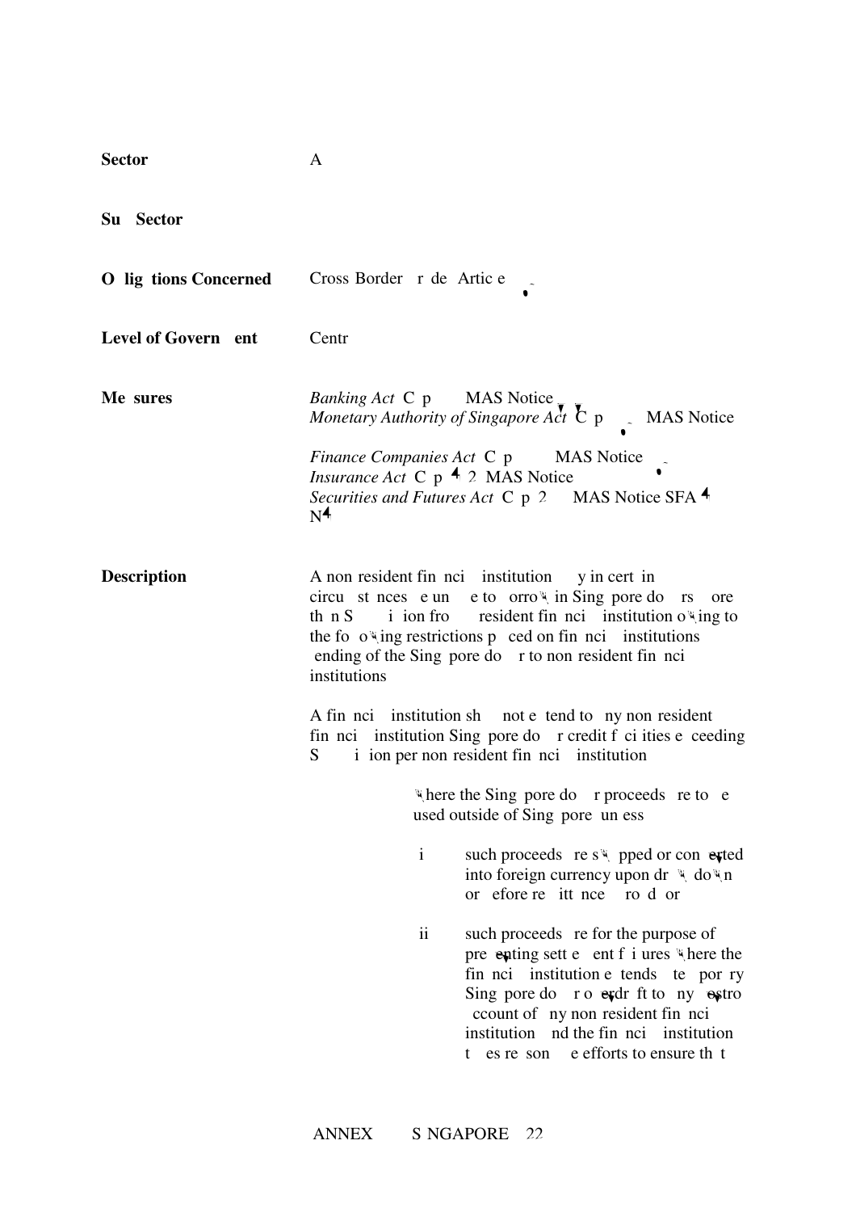**Sector** All

**Sub-Sector**

**Obligations Concerned** Cross-Border Trade Article

**Level of Government** Central

**Measures**

*Banking Act* (Cap. ), MAS Notice
*Monetary Authority of Singapore Act* (Cap. ), MAS Notice
*Finance Companies Act* (Cap. ), MAS Notice
*Insurance Act* (Cap. 142), MAS Notice
*Securities and Futures Act* (Cap. 2 ), MAS Notice SFA 4-N4

**Description**

A non-resident financial institution may in certain circumstances be unable to borrow in Singapore dollars more than S$ million from resident financial institutions owing to the following restrictions placed on financial institutions lending of the Singapore dollar to non-resident financial institutions:

A financial institution shall not extend to any non-resident financial institution Singapore dollar credit facilities exceeding S$ million per non-resident financial institution:

(a) where the Singapore dollar proceeds are to be used outside of Singapore, unless:

(i) such proceeds are swapped or converted into foreign currency upon draw-down or before remittance abroad; or

(ii) such proceeds are for the purpose of preventing settlement failures where the financial institution extends temporary Singapore dollar overdraft to any vostro account of any non-resident financial institution and the financial institution takes reasonable efforts to ensure that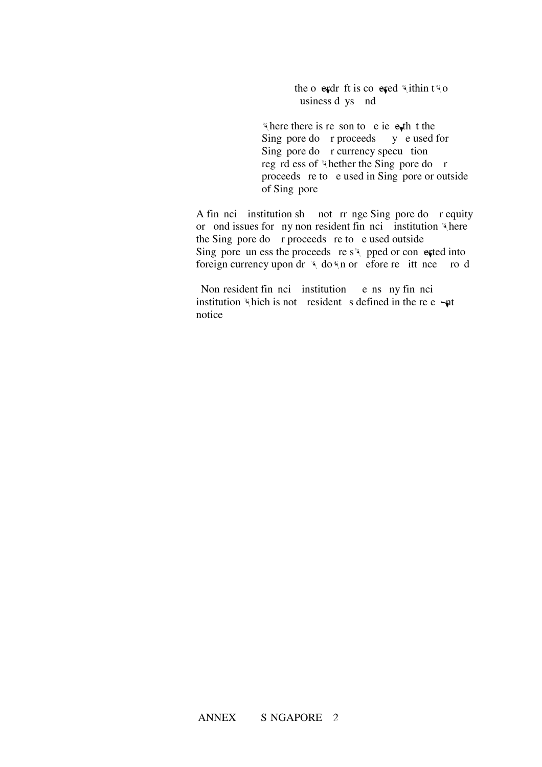the overdraft is covered within two business days and

where there is reason to believe that the Singapore dollar proceeds may be used for Singapore dollar currency speculation regardless of whether the Singapore dollar proceeds are to be used in Singapore or outside of Singapore

A financial institution shall not arrange Singapore dollar equity or bond issues for any non resident financial institution where the Singapore dollar proceeds are to be used outside Singapore unless the proceeds are swapped or converted into foreign currency upon draw down or before remittance abroad

Non resident financial institution means any financial institution which is not a resident as defined in the relevant notice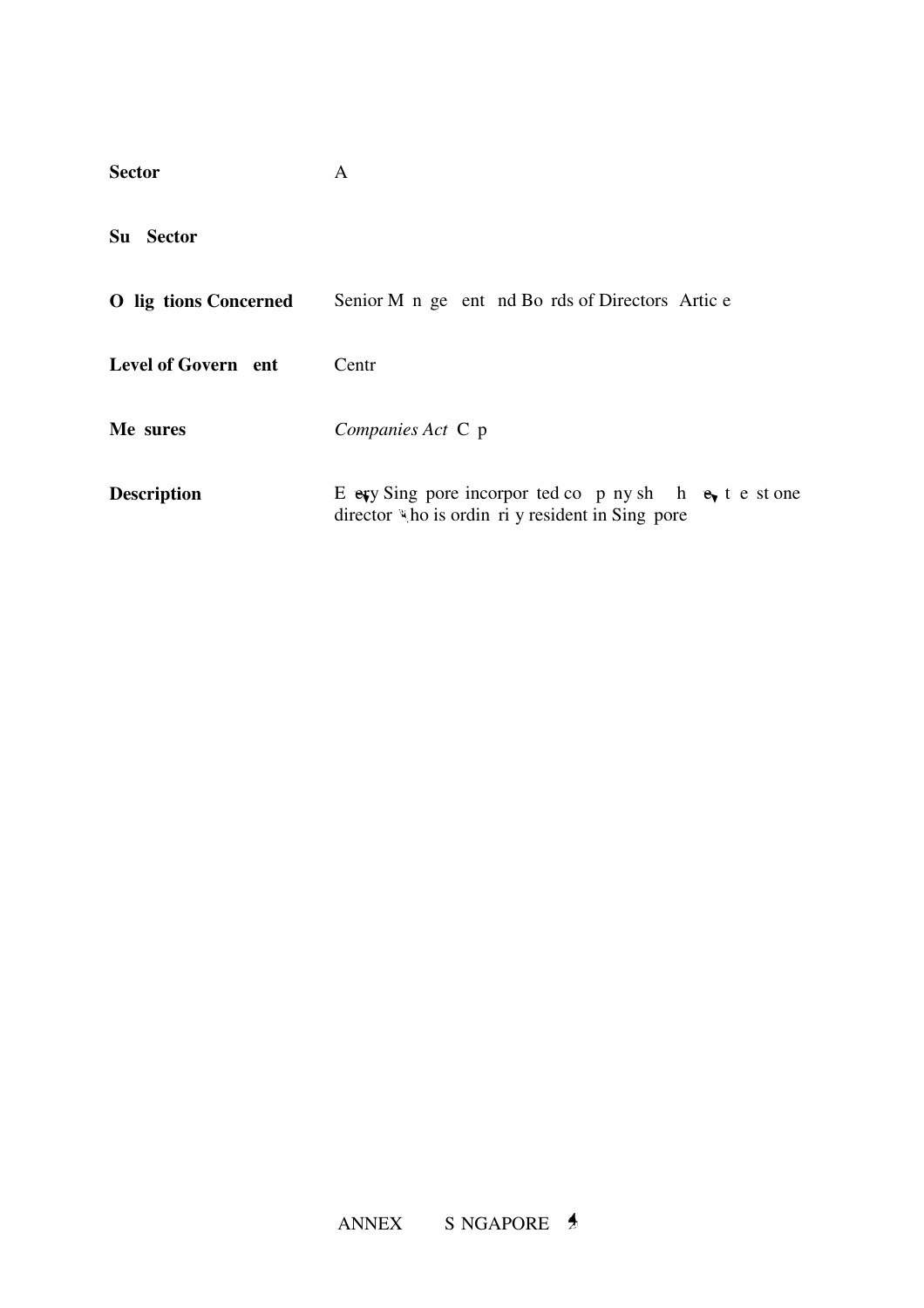| | |
|---|---|
| **Sector** | A |
| **Su Sector** | |
| **O lig tions Concerned** | Senior M n ge ent nd Bo rds of Directors Artic e |
| **Level of Govern ent** | Centr |
| **Me sures** | *Companies Act* C p |
| **Description** | E ery Sing pore incorpor ted co p ny sh h e t e st one director ho is ordin ri y resident in Sing pore |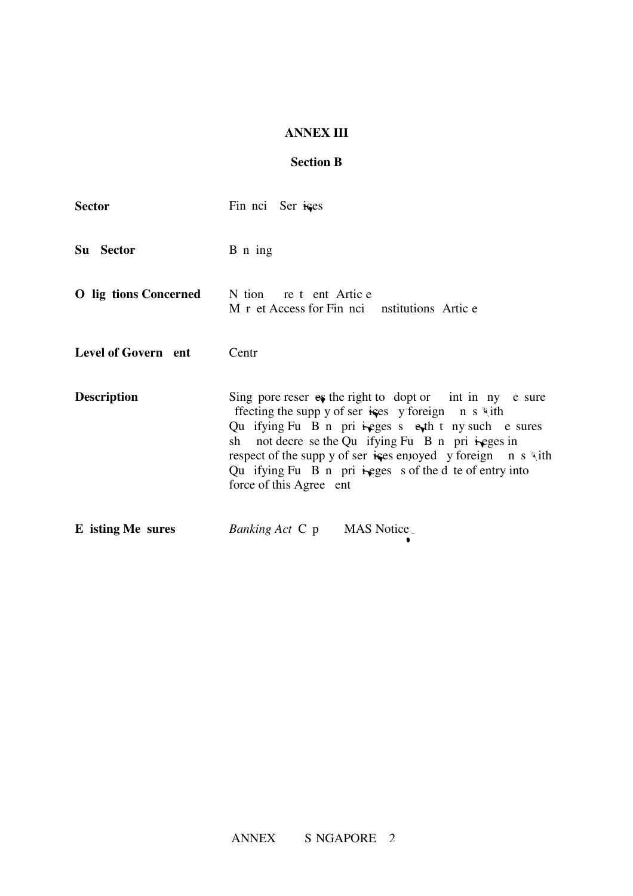**ANNEX III**

**Section B**

| | |
|---|---|
| **Sector** | Financial Services |
| **Sub-Sector** | Banking |
| **Obligations Concerned** | National Treatment Article<br>Market Access for Financial Institutions Article |
| **Level of Government** | Central |
| **Description** | Singapore reserves the right to adopt or maintain any measure affecting the supply of services by foreign banks with Qualifying Full Bank privileges save that any such measures shall not decrease the Qualifying Full Bank privileges in respect of the supply of services enjoyed by foreign banks with Qualifying Full Bank privileges as of the date of entry into force of this Agreement |
| **Existing Measures** | *Banking Act* Cap MAS Notice |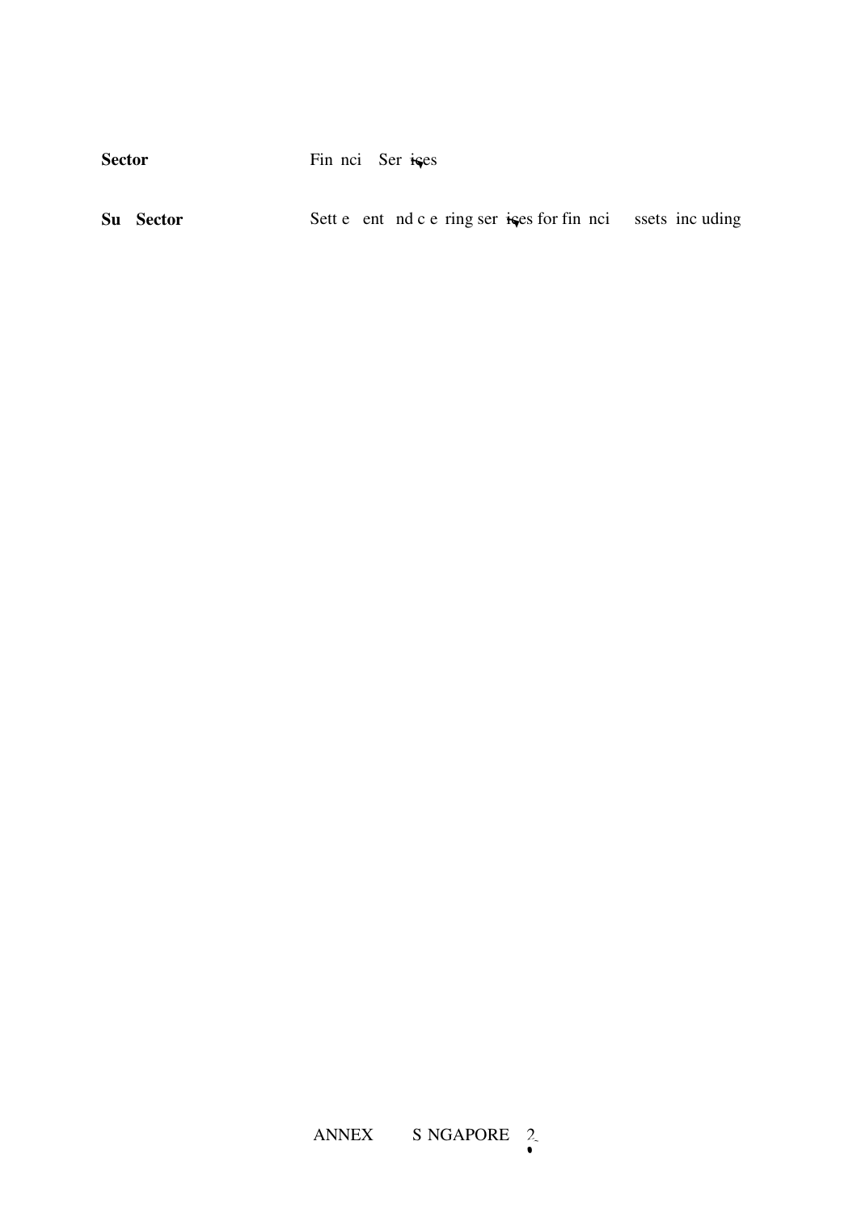**Sector** Fin nci Ser ices

**Su Sector** Sett e ent nd c e ring ser ices for fin nci ssets inc uding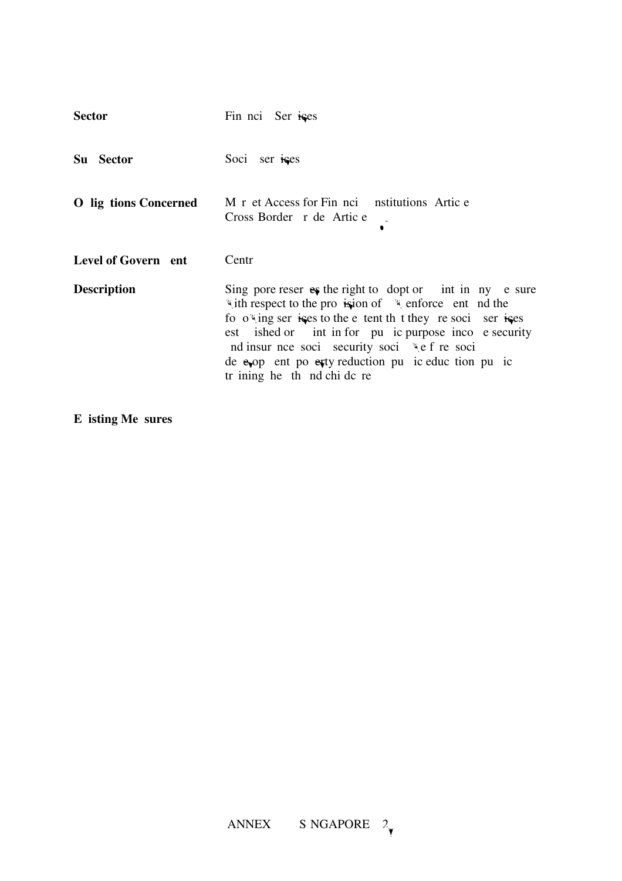**Sector**: Financial Services

**Sub-Sector**: Social services

**Obligations Concerned**: Market Access for Financial Institutions (Article )
Cross-Border Trade (Article )

**Level of Government**: Central

**Description**: Singapore reserves the right to adopt or maintain any measure with respect to the provision of law enforcement and the following services to the extent that they are social services established or maintained for a public purpose: income security and insurance, social security, social welfare, social development, poverty reduction, public education, public training, health and childcare.

**Existing Measures**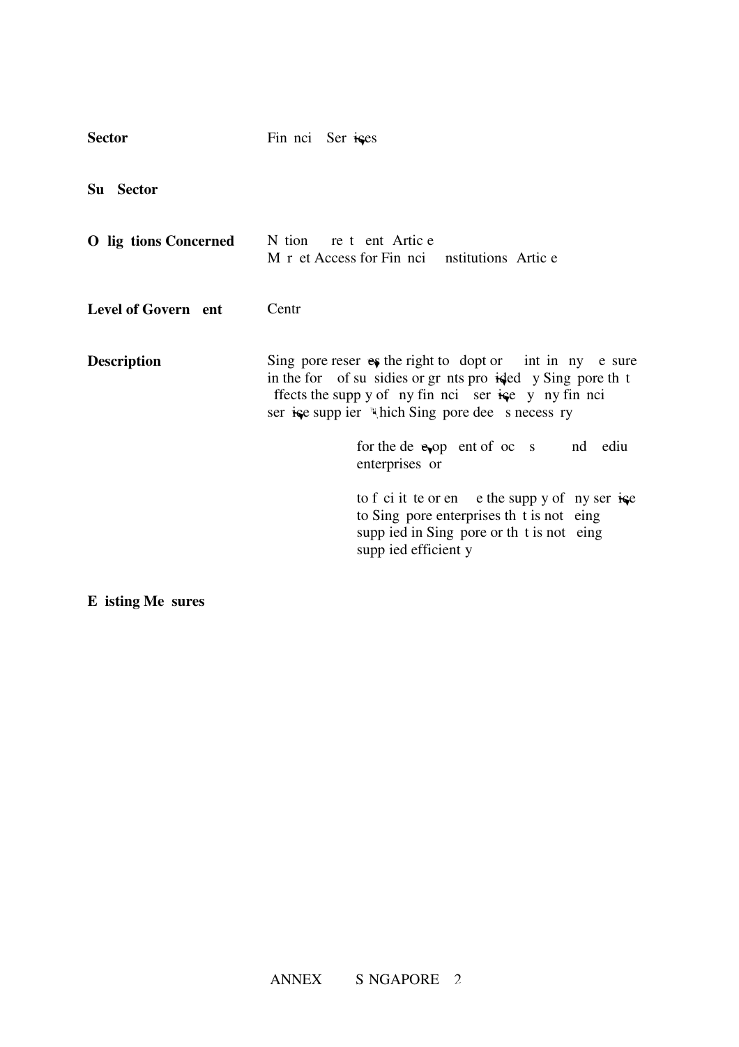| | |
|---|---|
| **Sector** | Financial Services |
| **Sub-Sector** | |
| **Obligations Concerned** | National Treatment (Article)<br>Market Access for Financial Institutions (Article) |
| **Level of Government** | Central |
| **Description** | Singapore reserves the right to adopt or maintain any measure in the form of subsidies or grants provided by Singapore that affects the supply of any financial service by any financial service supplier which Singapore deems necessary:<br><br>for the development of local small and medium enterprises; or<br><br>to facilitate or enable the supply of any service to Singapore enterprises that is not being supplied in Singapore or that is not being supplied efficiently. |
| **Existing Measures** | |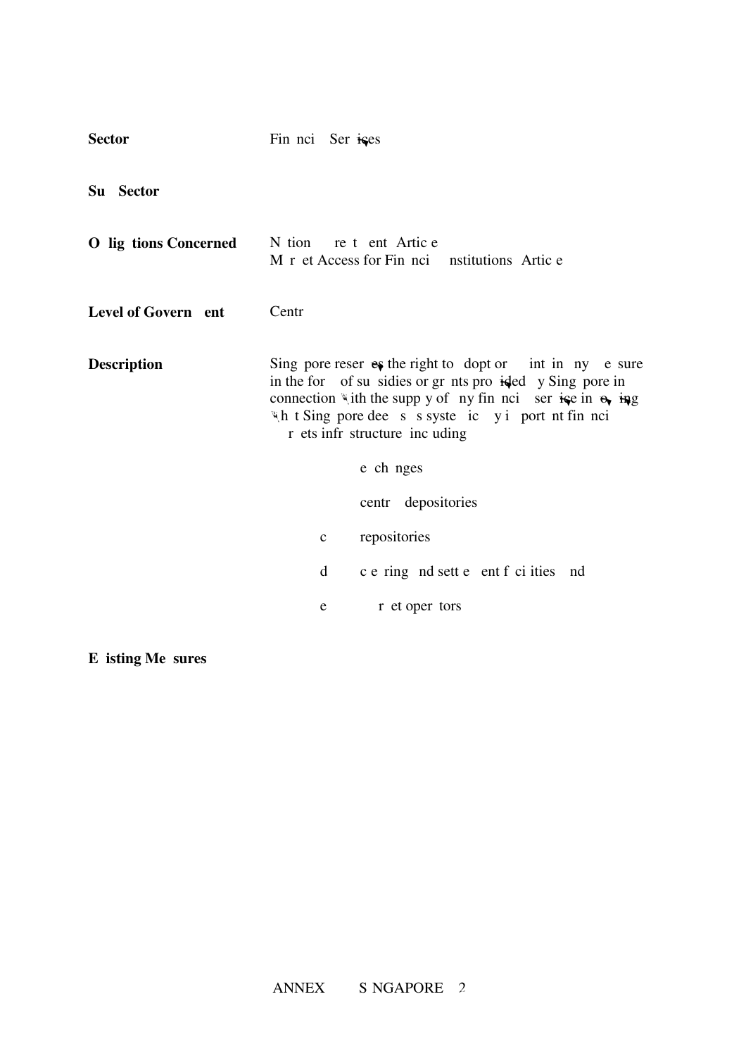**Sector** Financial Services

**Sub-Sector**

**Obligations Concerned** National Treatment Article
Market Access for Financial Institutions Article

**Level of Government** Central

**Description** Singapore reserves the right to adopt or maintain any measure in the form of subsidies or grants provided by Singapore in connection with the supply of any financial service involving what Singapore deems as systemically important financial markets infrastructure including:

(a) exchanges;

(b) central depositories;

(c) repositories;

(d) clearing and settlement facilities; and

(e) market operators.

**Existing Measures**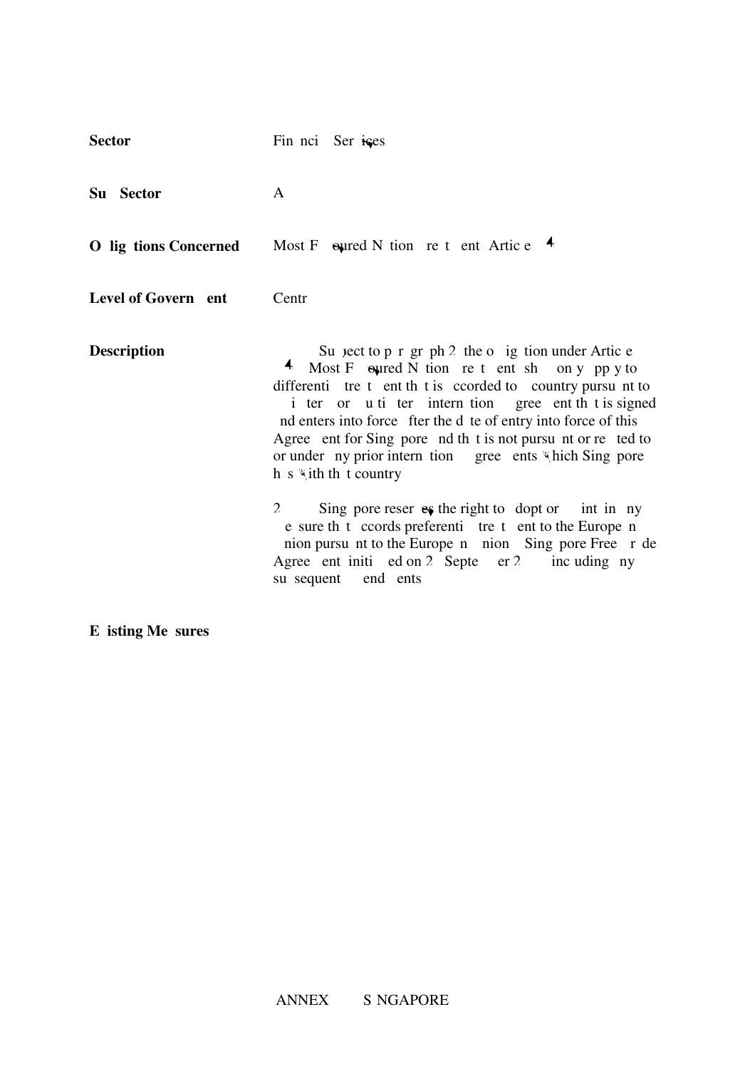| | |
|---|---|
| **Sector** | Fin nci Ser ices |
| **Su Sector** | A |
| **O lig tions Concerned** | Most F oured N tion re t ent Artic e 4 |
| **Level of Govern ent** | Centr |
| **Description** | Su ject to p r gr ph 2 the o ig tion under Artic e 4 Most F oured N tion re t ent sh on y pp y to differenti tre t ent th t is ccorded to country pursu nt to i ter or u ti ter intern tion gree ent th t is signed nd enters into force fter the d te of entry into force of this Agree ent for Sing pore nd th t is not pursu nt or re ted to or under ny prior intern tion gree ents hich Sing pore h s ith th t country<br><br>2 Sing pore reser es the right to dopt or int in ny e sure th t ccords preferenti tre t ent to the Europe n nion pursu nt to the Europe n nion Sing pore Free r de Agree ent initi ed on 2 Septe er 2 inc uding ny su sequent end ents |
| **E isting Me sures** | |

ANNEX S NGAPORE